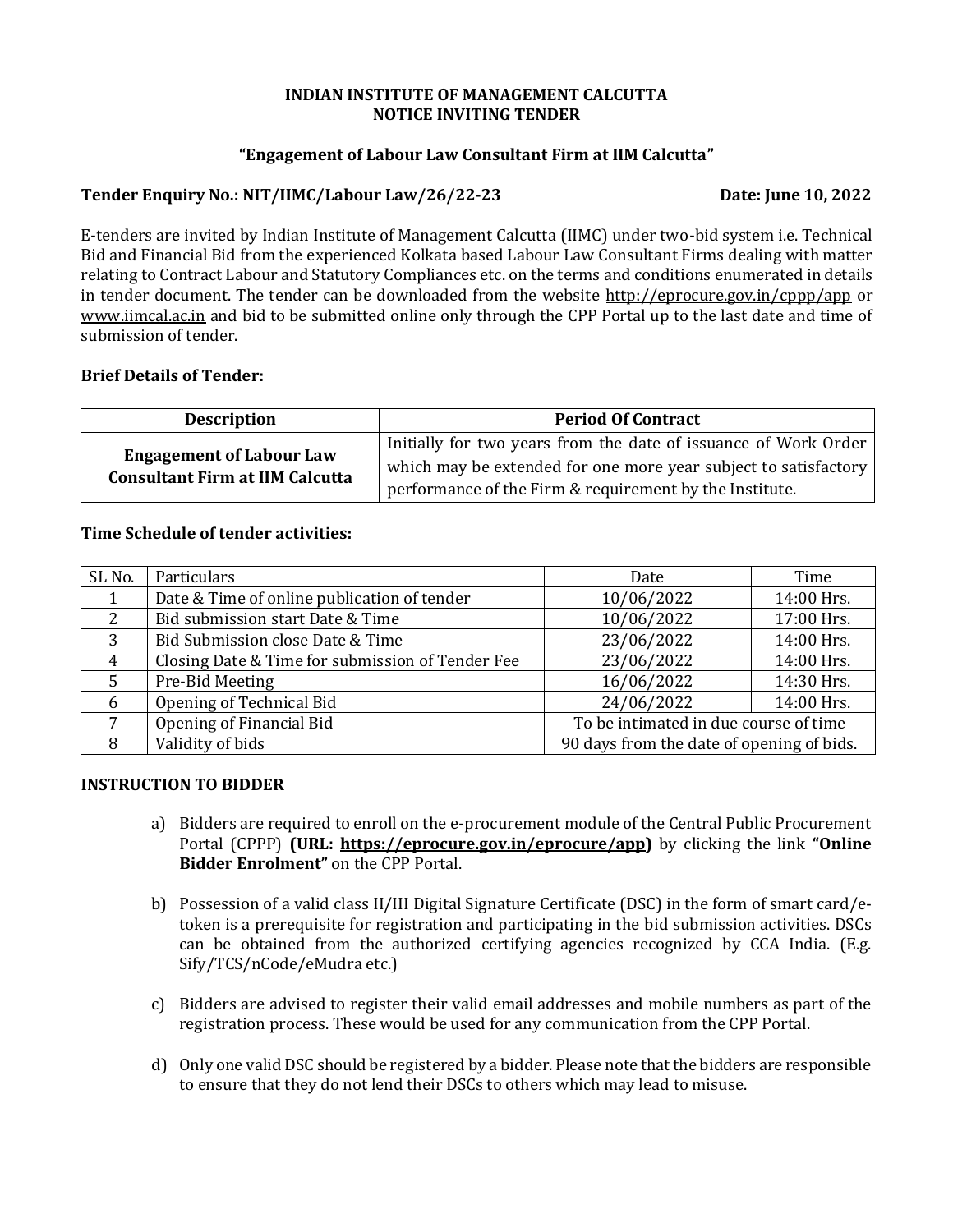# INDIAN INSTITUTE OF MANAGEMENT CALCUTTA
## NOTICE INVITING TENDER

### "Engagement of Labour Law Consultant Firm at IIM Calcutta"

**Tender Enquiry No.: NIT/IIMC/Labour Law/26/22-23** **Date: June 10, 2022**

E-tenders are invited by Indian Institute of Management Calcutta (IIMC) under two-bid system i.e. Technical Bid and Financial Bid from the experienced Kolkata based Labour Law Consultant Firms dealing with matter relating to Contract Labour and Statutory Compliances etc. on the terms and conditions enumerated in details in tender document. The tender can be downloaded from the website http://eprocure.gov.in/cppp/app or www.iimcal.ac.in and bid to be submitted online only through the CPP Portal up to the last date and time of submission of tender.

**Brief Details of Tender:**

| Description | Period Of Contract |
|---|---|
| **Engagement of Labour Law Consultant Firm at IIM Calcutta** | Initially for two years from the date of issuance of Work Order which may be extended for one more year subject to satisfactory performance of the Firm & requirement by the Institute. |

**Time Schedule of tender activities:**

| SL No. | Particulars | Date | Time |
|---|---|---|---|
| 1 | Date & Time of online publication of tender | 10/06/2022 | 14:00 Hrs. |
| 2 | Bid submission start Date & Time | 10/06/2022 | 17:00 Hrs. |
| 3 | Bid Submission close Date & Time | 23/06/2022 | 14:00 Hrs. |
| 4 | Closing Date & Time for submission of Tender Fee | 23/06/2022 | 14:00 Hrs. |
| 5 | Pre-Bid Meeting | 16/06/2022 | 14:30 Hrs. |
| 6 | Opening of Technical Bid | 24/06/2022 | 14:00 Hrs. |
| 7 | Opening of Financial Bid | To be intimated in due course of time | |
| 8 | Validity of bids | 90 days from the date of opening of bids. | |

**INSTRUCTION TO BIDDER**

a) Bidders are required to enroll on the e-procurement module of the Central Public Procurement Portal (CPPP) **(URL: https://eprocure.gov.in/eprocure/app)** by clicking the link **"Online Bidder Enrolment"** on the CPP Portal.

b) Possession of a valid class II/III Digital Signature Certificate (DSC) in the form of smart card/e-token is a prerequisite for registration and participating in the bid submission activities. DSCs can be obtained from the authorized certifying agencies recognized by CCA India. (E.g. Sify/TCS/nCode/eMudra etc.)

c) Bidders are advised to register their valid email addresses and mobile numbers as part of the registration process. These would be used for any communication from the CPP Portal.

d) Only one valid DSC should be registered by a bidder. Please note that the bidders are responsible to ensure that they do not lend their DSCs to others which may lead to misuse.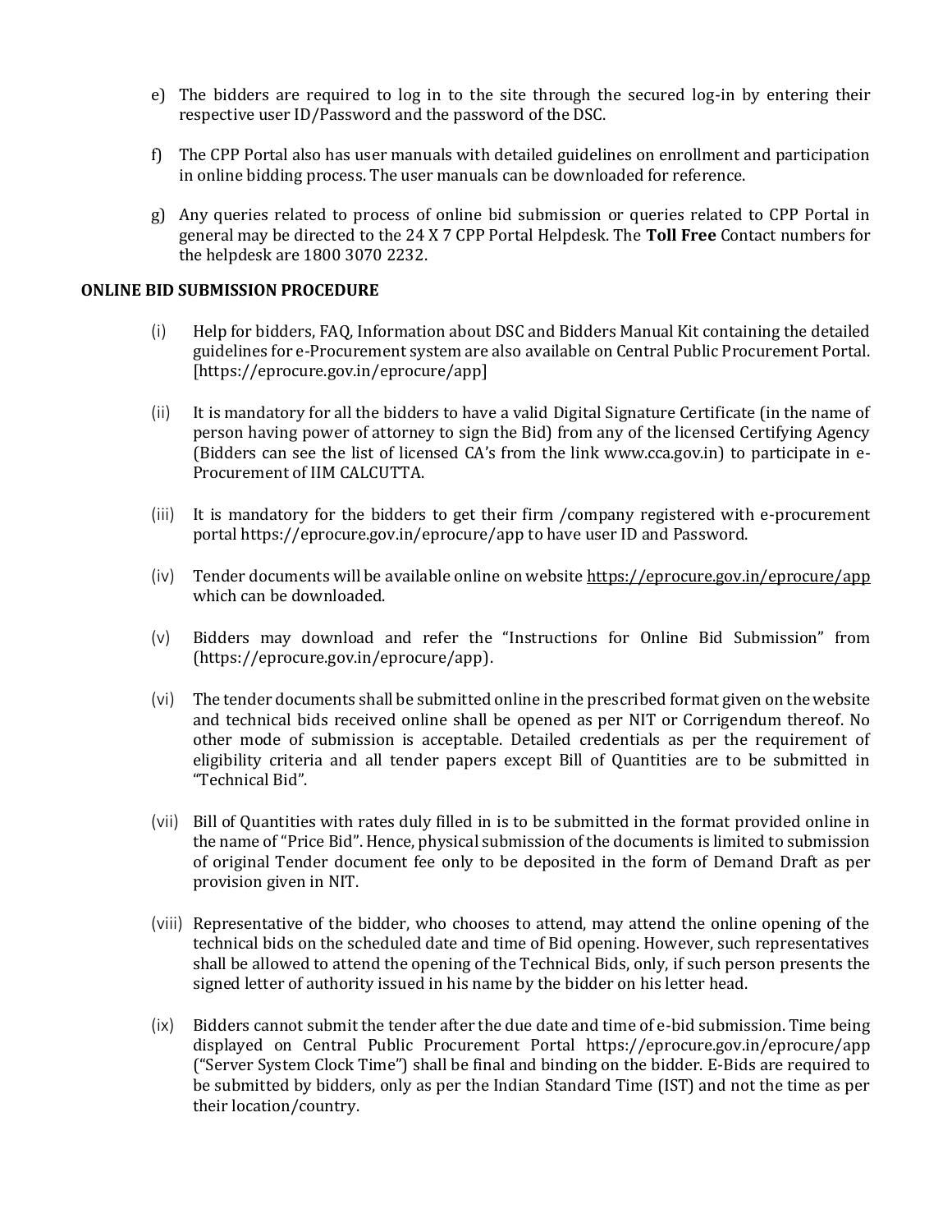e) The bidders are required to log in to the site through the secured log-in by entering their respective user ID/Password and the password of the DSC.

f) The CPP Portal also has user manuals with detailed guidelines on enrollment and participation in online bidding process. The user manuals can be downloaded for reference.

g) Any queries related to process of online bid submission or queries related to CPP Portal in general may be directed to the 24 X 7 CPP Portal Helpdesk. The **Toll Free** Contact numbers for the helpdesk are 1800 3070 2232.

**ONLINE BID SUBMISSION PROCEDURE**

(i) Help for bidders, FAQ, Information about DSC and Bidders Manual Kit containing the detailed guidelines for e-Procurement system are also available on Central Public Procurement Portal. [https://eprocure.gov.in/eprocure/app]

(ii) It is mandatory for all the bidders to have a valid Digital Signature Certificate (in the name of person having power of attorney to sign the Bid) from any of the licensed Certifying Agency (Bidders can see the list of licensed CA's from the link www.cca.gov.in) to participate in e-Procurement of IIM CALCUTTA.

(iii) It is mandatory for the bidders to get their firm /company registered with e-procurement portal https://eprocure.gov.in/eprocure/app to have user ID and Password.

(iv) Tender documents will be available online on website https://eprocure.gov.in/eprocure/app which can be downloaded.

(v) Bidders may download and refer the "Instructions for Online Bid Submission" from (https://eprocure.gov.in/eprocure/app).

(vi) The tender documents shall be submitted online in the prescribed format given on the website and technical bids received online shall be opened as per NIT or Corrigendum thereof. No other mode of submission is acceptable. Detailed credentials as per the requirement of eligibility criteria and all tender papers except Bill of Quantities are to be submitted in "Technical Bid".

(vii) Bill of Quantities with rates duly filled in is to be submitted in the format provided online in the name of "Price Bid". Hence, physical submission of the documents is limited to submission of original Tender document fee only to be deposited in the form of Demand Draft as per provision given in NIT.

(viii) Representative of the bidder, who chooses to attend, may attend the online opening of the technical bids on the scheduled date and time of Bid opening. However, such representatives shall be allowed to attend the opening of the Technical Bids, only, if such person presents the signed letter of authority issued in his name by the bidder on his letter head.

(ix) Bidders cannot submit the tender after the due date and time of e-bid submission. Time being displayed on Central Public Procurement Portal https://eprocure.gov.in/eprocure/app ("Server System Clock Time") shall be final and binding on the bidder. E-Bids are required to be submitted by bidders, only as per the Indian Standard Time (IST) and not the time as per their location/country.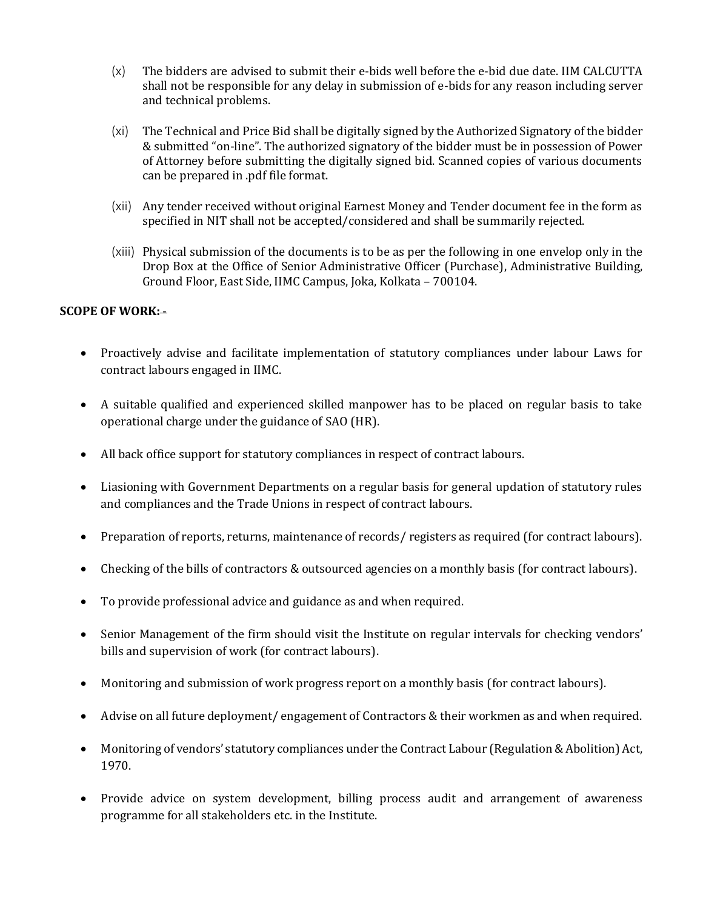(x) The bidders are advised to submit their e-bids well before the e-bid due date. IIM CALCUTTA shall not be responsible for any delay in submission of e-bids for any reason including server and technical problems.

(xi) The Technical and Price Bid shall be digitally signed by the Authorized Signatory of the bidder & submitted "on-line". The authorized signatory of the bidder must be in possession of Power of Attorney before submitting the digitally signed bid. Scanned copies of various documents can be prepared in .pdf file format.

(xii) Any tender received without original Earnest Money and Tender document fee in the form as specified in NIT shall not be accepted/considered and shall be summarily rejected.

(xiii) Physical submission of the documents is to be as per the following in one envelop only in the Drop Box at the Office of Senior Administrative Officer (Purchase), Administrative Building, Ground Floor, East Side, IIMC Campus, Joka, Kolkata – 700104.

**SCOPE OF WORK: -**

- Proactively advise and facilitate implementation of statutory compliances under labour Laws for contract labours engaged in IIMC.
- A suitable qualified and experienced skilled manpower has to be placed on regular basis to take operational charge under the guidance of SAO (HR).
- All back office support for statutory compliances in respect of contract labours.
- Liasioning with Government Departments on a regular basis for general updation of statutory rules and compliances and the Trade Unions in respect of contract labours.
- Preparation of reports, returns, maintenance of records/ registers as required (for contract labours).
- Checking of the bills of contractors & outsourced agencies on a monthly basis (for contract labours).
- To provide professional advice and guidance as and when required.
- Senior Management of the firm should visit the Institute on regular intervals for checking vendors' bills and supervision of work (for contract labours).
- Monitoring and submission of work progress report on a monthly basis (for contract labours).
- Advise on all future deployment/ engagement of Contractors & their workmen as and when required.
- Monitoring of vendors' statutory compliances under the Contract Labour (Regulation & Abolition) Act, 1970.
- Provide advice on system development, billing process audit and arrangement of awareness programme for all stakeholders etc. in the Institute.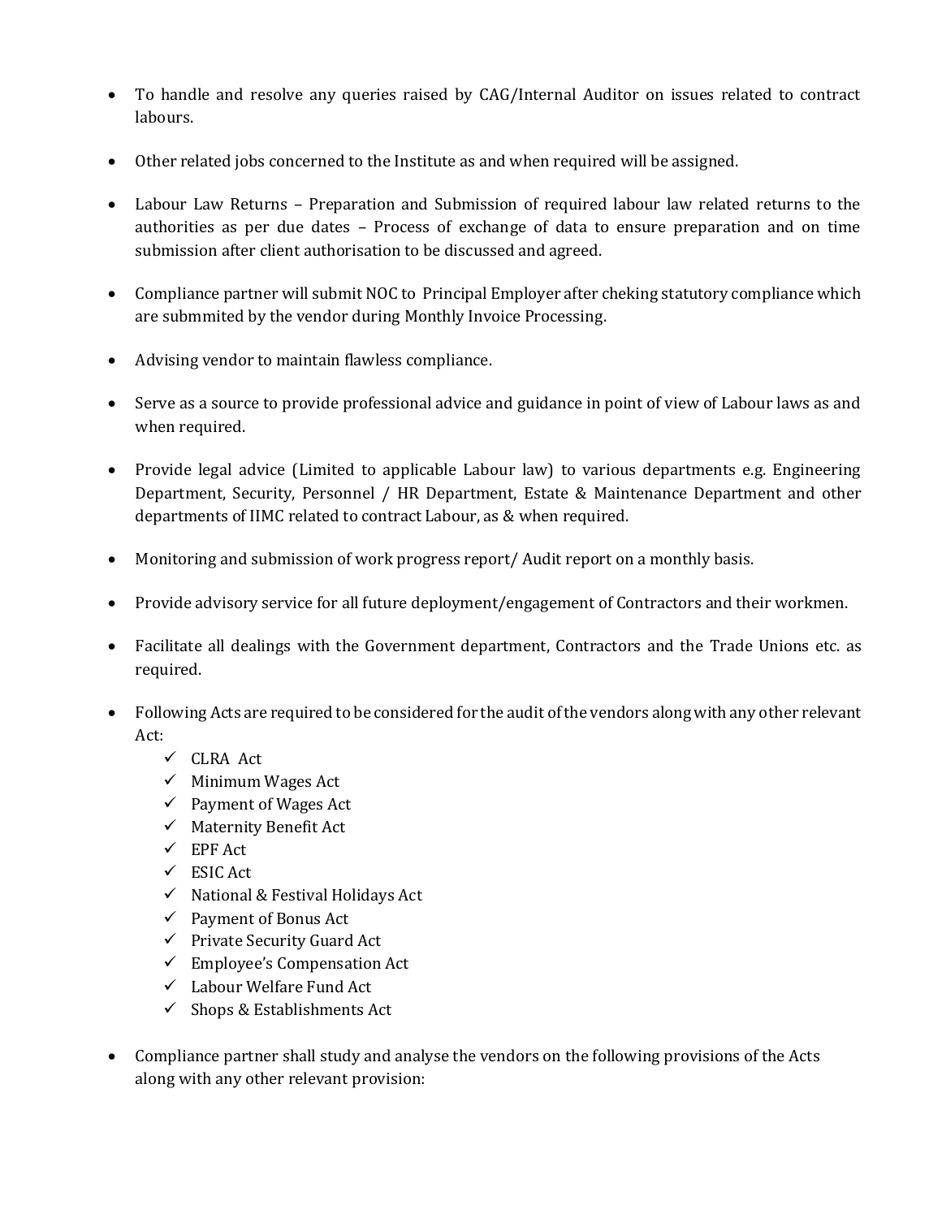- To handle and resolve any queries raised by CAG/Internal Auditor on issues related to contract labours.

- Other related jobs concerned to the Institute as and when required will be assigned.

- Labour Law Returns – Preparation and Submission of required labour law related returns to the authorities as per due dates – Process of exchange of data to ensure preparation and on time submission after client authorisation to be discussed and agreed.

- Compliance partner will submit NOC to Principal Employer after cheking statutory compliance which are submmited by the vendor during Monthly Invoice Processing.

- Advising vendor to maintain flawless compliance.

- Serve as a source to provide professional advice and guidance in point of view of Labour laws as and when required.

- Provide legal advice (Limited to applicable Labour law) to various departments e.g. Engineering Department, Security, Personnel / HR Department, Estate & Maintenance Department and other departments of IIMC related to contract Labour, as & when required.

- Monitoring and submission of work progress report/ Audit report on a monthly basis.

- Provide advisory service for all future deployment/engagement of Contractors and their workmen.

- Facilitate all dealings with the Government department, Contractors and the Trade Unions etc. as required.

- Following Acts are required to be considered for the audit of the vendors along with any other relevant Act:
  - ✓ CLRA Act
  - ✓ Minimum Wages Act
  - ✓ Payment of Wages Act
  - ✓ Maternity Benefit Act
  - ✓ EPF Act
  - ✓ ESIC Act
  - ✓ National & Festival Holidays Act
  - ✓ Payment of Bonus Act
  - ✓ Private Security Guard Act
  - ✓ Employee's Compensation Act
  - ✓ Labour Welfare Fund Act
  - ✓ Shops & Establishments Act

- Compliance partner shall study and analyse the vendors on the following provisions of the Acts along with any other relevant provision: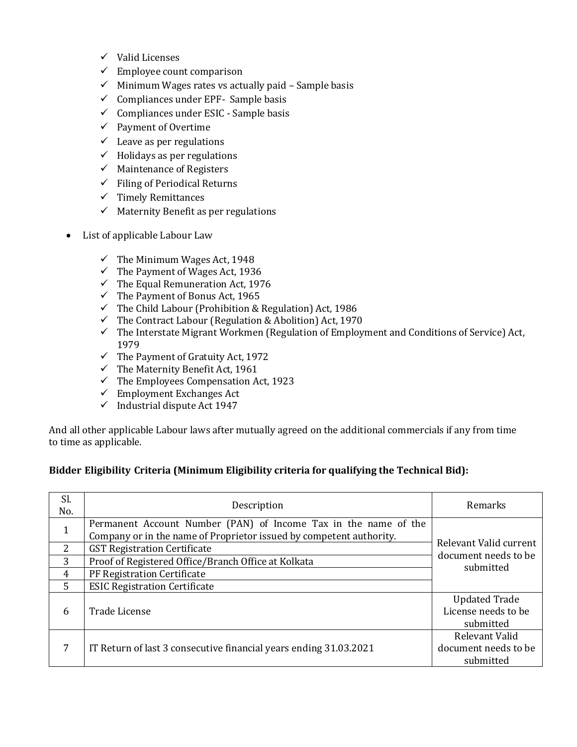- ✓ Valid Licenses
- ✓ Employee count comparison
- ✓ Minimum Wages rates vs actually paid – Sample basis
- ✓ Compliances under EPF- Sample basis
- ✓ Compliances under ESIC - Sample basis
- ✓ Payment of Overtime
- ✓ Leave as per regulations
- ✓ Holidays as per regulations
- ✓ Maintenance of Registers
- ✓ Filing of Periodical Returns
- ✓ Timely Remittances
- ✓ Maternity Benefit as per regulations

- List of applicable Labour Law

  - ✓ The Minimum Wages Act, 1948
  - ✓ The Payment of Wages Act, 1936
  - ✓ The Equal Remuneration Act, 1976
  - ✓ The Payment of Bonus Act, 1965
  - ✓ The Child Labour (Prohibition & Regulation) Act, 1986
  - ✓ The Contract Labour (Regulation & Abolition) Act, 1970
  - ✓ The Interstate Migrant Workmen (Regulation of Employment and Conditions of Service) Act, 1979
  - ✓ The Payment of Gratuity Act, 1972
  - ✓ The Maternity Benefit Act, 1961
  - ✓ The Employees Compensation Act, 1923
  - ✓ Employment Exchanges Act
  - ✓ Industrial dispute Act 1947

And all other applicable Labour laws after mutually agreed on the additional commercials if any from time to time as applicable.

**Bidder Eligibility Criteria (Minimum Eligibility criteria for qualifying the Technical Bid):**

| Sl. No. | Description | Remarks |
|---|---|---|
| 1 | Permanent Account Number (PAN) of Income Tax in the name of the Company or in the name of Proprietor issued by competent authority. | Relevant Valid current document needs to be submitted |
| 2 | GST Registration Certificate | |
| 3 | Proof of Registered Office/Branch Office at Kolkata | |
| 4 | PF Registration Certificate | |
| 5 | ESIC Registration Certificate | |
| 6 | Trade License | Updated Trade License needs to be submitted |
| 7 | IT Return of last 3 consecutive financial years ending 31.03.2021 | Relevant Valid document needs to be submitted |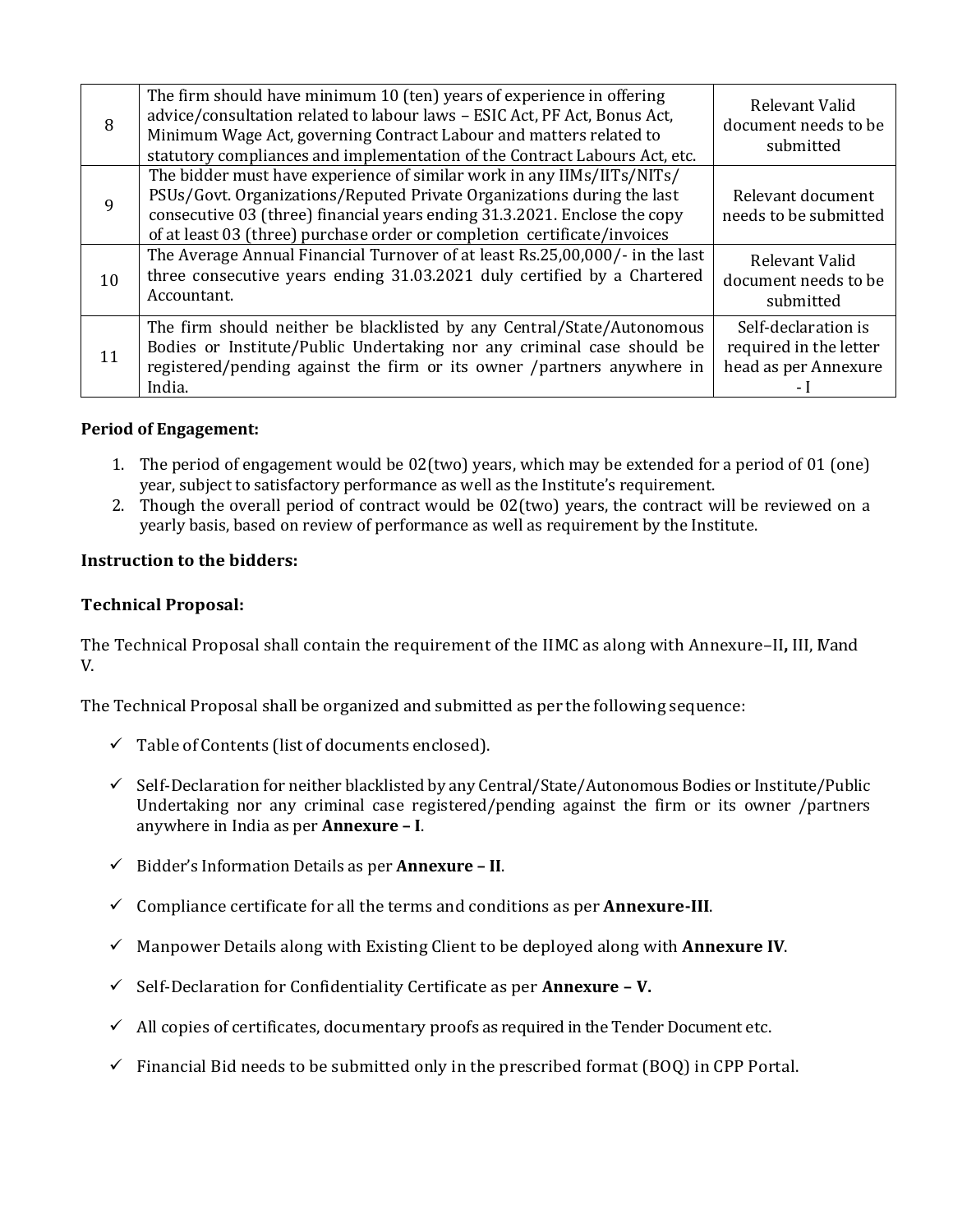| | | |
|---|---|---|
| 8 | The firm should have minimum 10 (ten) years of experience in offering advice/consultation related to labour laws – ESIC Act, PF Act, Bonus Act, Minimum Wage Act, governing Contract Labour and matters related to statutory compliances and implementation of the Contract Labours Act, etc. | Relevant Valid document needs to be submitted |
| 9 | The bidder must have experience of similar work in any IIMs/IITs/NITs/ PSUs/Govt. Organizations/Reputed Private Organizations during the last consecutive 03 (three) financial years ending 31.3.2021. Enclose the copy of at least 03 (three) purchase order or completion certificate/invoices | Relevant document needs to be submitted |
| 10 | The Average Annual Financial Turnover of at least Rs.25,00,000/- in the last three consecutive years ending 31.03.2021 duly certified by a Chartered Accountant. | Relevant Valid document needs to be submitted |
| 11 | The firm should neither be blacklisted by any Central/State/Autonomous Bodies or Institute/Public Undertaking nor any criminal case should be registered/pending against the firm or its owner /partners anywhere in India. | Self-declaration is required in the letter head as per Annexure - I |

**Period of Engagement:**

1. The period of engagement would be 02(two) years, which may be extended for a period of 01 (one) year, subject to satisfactory performance as well as the Institute's requirement.
2. Though the overall period of contract would be 02(two) years, the contract will be reviewed on a yearly basis, based on review of performance as well as requirement by the Institute.

**Instruction to the bidders:**

**Technical Proposal:**

The Technical Proposal shall contain the requirement of the IIMC as along with Annexure–II**,** III, IV and V.

The Technical Proposal shall be organized and submitted as per the following sequence:

- ✓ Table of Contents (list of documents enclosed).
- ✓ Self-Declaration for neither blacklisted by any Central/State/Autonomous Bodies or Institute/Public Undertaking nor any criminal case registered/pending against the firm or its owner /partners anywhere in India as per **Annexure – I**.
- ✓ Bidder's Information Details as per **Annexure – II**.
- ✓ Compliance certificate for all the terms and conditions as per **Annexure-III**.
- ✓ Manpower Details along with Existing Client to be deployed along with **Annexure IV**.
- ✓ Self-Declaration for Confidentiality Certificate as per **Annexure – V.**
- ✓ All copies of certificates, documentary proofs as required in the Tender Document etc.
- ✓ Financial Bid needs to be submitted only in the prescribed format (BOQ) in CPP Portal.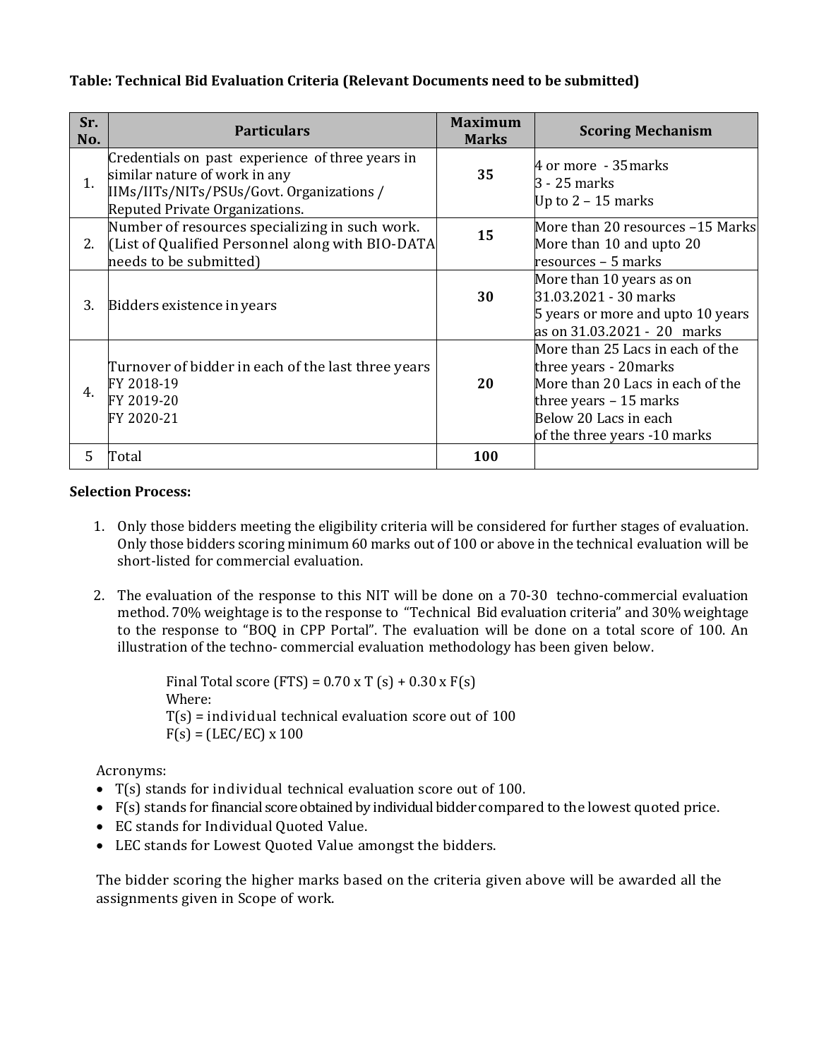**Table: Technical Bid Evaluation Criteria (Relevant Documents need to be submitted)**

| Sr. No. | Particulars | Maximum Marks | Scoring Mechanism |
|---|---|---|---|
| 1. | Credentials on past experience of three years in similar nature of work in any IIMs/IITs/NITs/PSUs/Govt. Organizations / Reputed Private Organizations. | **35** | 4 or more - 35 marks<br>3 - 25 marks<br>Up to 2 – 15 marks |
| 2. | Number of resources specializing in such work. (List of Qualified Personnel along with BIO-DATA needs to be submitted) | **15** | More than 20 resources –15 Marks<br>More than 10 and upto 20 resources – 5 marks |
| 3. | Bidders existence in years | **30** | More than 10 years as on 31.03.2021 - 30 marks<br>5 years or more and upto 10 years as on 31.03.2021 - 20 marks |
| 4. | Turnover of bidder in each of the last three years<br>FY 2018-19<br>FY 2019-20<br>FY 2020-21 | **20** | More than 25 Lacs in each of the three years - 20marks<br>More than 20 Lacs in each of the three years – 15 marks<br>Below 20 Lacs in each of the three years -10 marks |
| 5 | Total | **100** | |

**Selection Process:**

1. Only those bidders meeting the eligibility criteria will be considered for further stages of evaluation. Only those bidders scoring minimum 60 marks out of 100 or above in the technical evaluation will be short-listed for commercial evaluation.

2. The evaluation of the response to this NIT will be done on a 70-30 techno-commercial evaluation method. 70% weightage is to the response to "Technical Bid evaluation criteria" and 30% weightage to the response to "BOQ in CPP Portal". The evaluation will be done on a total score of 100. An illustration of the techno- commercial evaluation methodology has been given below.

   Final Total score (FTS) = $0.70 \times T(s) + 0.30 \times F(s)$
   Where:
   T(s) = individual technical evaluation score out of 100
   $F(s) = (LEC/EC) \times 100$

Acronyms:

- T(s) stands for individual technical evaluation score out of 100.
- F(s) stands for financial score obtained by individual bidder compared to the lowest quoted price.
- EC stands for Individual Quoted Value.
- LEC stands for Lowest Quoted Value amongst the bidders.

The bidder scoring the higher marks based on the criteria given above will be awarded all the assignments given in Scope of work.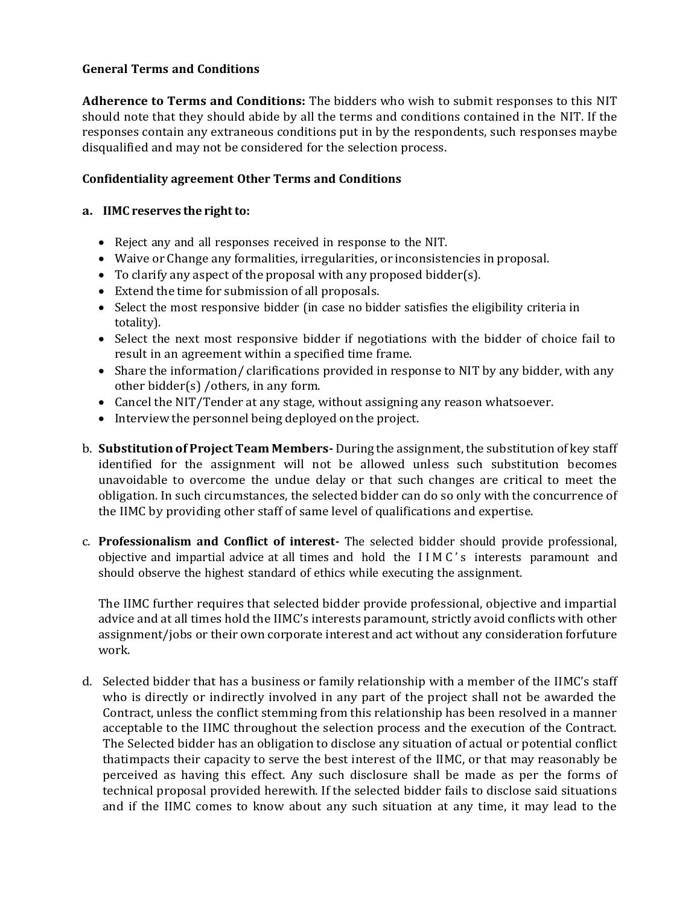**General Terms and Conditions**

**Adherence to Terms and Conditions:** The bidders who wish to submit responses to this NIT should note that they should abide by all the terms and conditions contained in the NIT. If the responses contain any extraneous conditions put in by the respondents, such responses maybe disqualified and may not be considered for the selection process.

**Confidentiality agreement Other Terms and Conditions**

**a. IIMC reserves the right to:**

- Reject any and all responses received in response to the NIT.
- Waive or Change any formalities, irregularities, or inconsistencies in proposal.
- To clarify any aspect of the proposal with any proposed bidder(s).
- Extend the time for submission of all proposals.
- Select the most responsive bidder (in case no bidder satisfies the eligibility criteria in totality).
- Select the next most responsive bidder if negotiations with the bidder of choice fail to result in an agreement within a specified time frame.
- Share the information/ clarifications provided in response to NIT by any bidder, with any other bidder(s) /others, in any form.
- Cancel the NIT/Tender at any stage, without assigning any reason whatsoever.
- Interview the personnel being deployed on the project.

b. **Substitution of Project Team Members-** During the assignment, the substitution of key staff identified for the assignment will not be allowed unless such substitution becomes unavoidable to overcome the undue delay or that such changes are critical to meet the obligation. In such circumstances, the selected bidder can do so only with the concurrence of the IIMC by providing other staff of same level of qualifications and expertise.

c. **Professionalism and Conflict of interest-** The selected bidder should provide professional, objective and impartial advice at all times and hold the IIMC's interests paramount and should observe the highest standard of ethics while executing the assignment.

The IIMC further requires that selected bidder provide professional, objective and impartial advice and at all times hold the IIMC's interests paramount, strictly avoid conflicts with other assignment/jobs or their own corporate interest and act without any consideration forfuture work.

d. Selected bidder that has a business or family relationship with a member of the IIMC's staff who is directly or indirectly involved in any part of the project shall not be awarded the Contract, unless the conflict stemming from this relationship has been resolved in a manner acceptable to the IIMC throughout the selection process and the execution of the Contract. The Selected bidder has an obligation to disclose any situation of actual or potential conflict thatimpacts their capacity to serve the best interest of the IIMC, or that may reasonably be perceived as having this effect. Any such disclosure shall be made as per the forms of technical proposal provided herewith. If the selected bidder fails to disclose said situations and if the IIMC comes to know about any such situation at any time, it may lead to the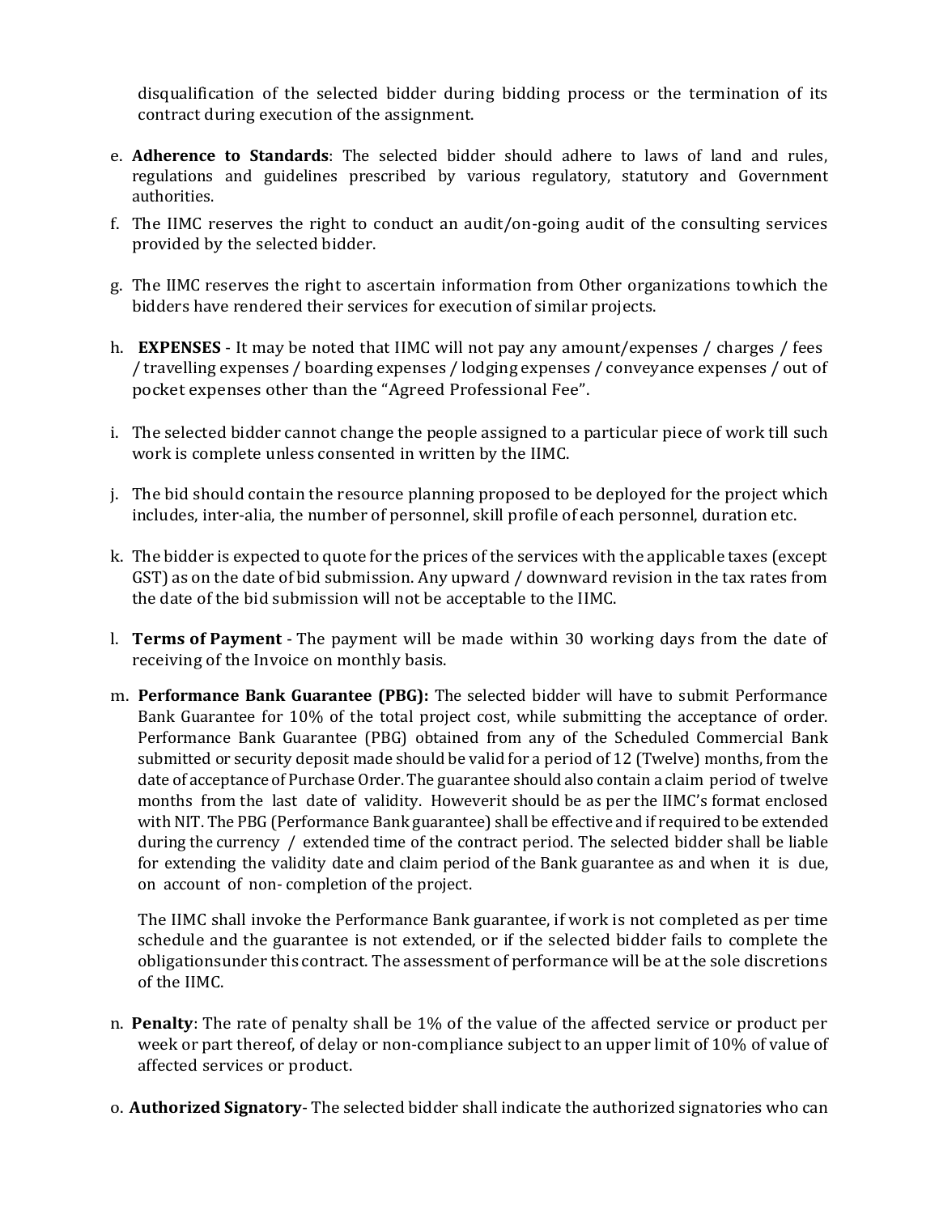disqualification of the selected bidder during bidding process or the termination of its contract during execution of the assignment.

e. **Adherence to Standards**: The selected bidder should adhere to laws of land and rules, regulations and guidelines prescribed by various regulatory, statutory and Government authorities.

f. The IIMC reserves the right to conduct an audit/on-going audit of the consulting services provided by the selected bidder.

g. The IIMC reserves the right to ascertain information from Other organizations towhich the bidders have rendered their services for execution of similar projects.

h. **EXPENSES** - It may be noted that IIMC will not pay any amount/expenses / charges / fees / travelling expenses / boarding expenses / lodging expenses / conveyance expenses / out of pocket expenses other than the "Agreed Professional Fee".

i. The selected bidder cannot change the people assigned to a particular piece of work till such work is complete unless consented in written by the IIMC.

j. The bid should contain the resource planning proposed to be deployed for the project which includes, inter-alia, the number of personnel, skill profile of each personnel, duration etc.

k. The bidder is expected to quote for the prices of the services with the applicable taxes (except GST) as on the date of bid submission. Any upward / downward revision in the tax rates from the date of the bid submission will not be acceptable to the IIMC.

l. **Terms of Payment** - The payment will be made within 30 working days from the date of receiving of the Invoice on monthly basis.

m. **Performance Bank Guarantee (PBG):** The selected bidder will have to submit Performance Bank Guarantee for 10% of the total project cost, while submitting the acceptance of order. Performance Bank Guarantee (PBG) obtained from any of the Scheduled Commercial Bank submitted or security deposit made should be valid for a period of 12 (Twelve) months, from the date of acceptance of Purchase Order. The guarantee should also contain a claim period of twelve months from the last date of validity. Howeverit should be as per the IIMC's format enclosed with NIT. The PBG (Performance Bank guarantee) shall be effective and if required to be extended during the currency / extended time of the contract period. The selected bidder shall be liable for extending the validity date and claim period of the Bank guarantee as and when it is due, on account of non- completion of the project.

   The IIMC shall invoke the Performance Bank guarantee, if work is not completed as per time schedule and the guarantee is not extended, or if the selected bidder fails to complete the obligationsunder this contract. The assessment of performance will be at the sole discretions of the IIMC.

n. **Penalty**: The rate of penalty shall be 1% of the value of the affected service or product per week or part thereof, of delay or non-compliance subject to an upper limit of 10% of value of affected services or product.

o. **Authorized Signatory**- The selected bidder shall indicate the authorized signatories who can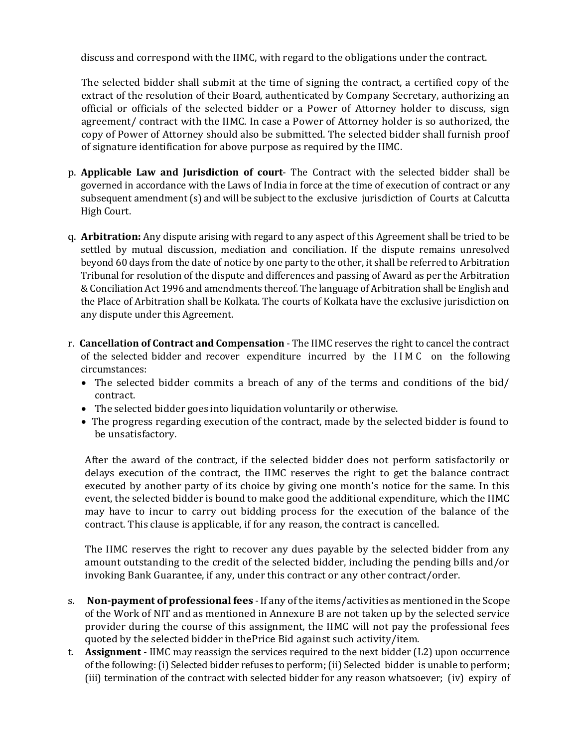discuss and correspond with the IIMC, with regard to the obligations under the contract.

The selected bidder shall submit at the time of signing the contract, a certified copy of the extract of the resolution of their Board, authenticated by Company Secretary, authorizing an official or officials of the selected bidder or a Power of Attorney holder to discuss, sign agreement/ contract with the IIMC. In case a Power of Attorney holder is so authorized, the copy of Power of Attorney should also be submitted. The selected bidder shall furnish proof of signature identification for above purpose as required by the IIMC.

p. **Applicable Law and Jurisdiction of court**- The Contract with the selected bidder shall be governed in accordance with the Laws of India in force at the time of execution of contract or any subsequent amendment (s) and will be subject to the exclusive jurisdiction of Courts at Calcutta High Court.

q. **Arbitration:** Any dispute arising with regard to any aspect of this Agreement shall be tried to be settled by mutual discussion, mediation and conciliation. If the dispute remains unresolved beyond 60 days from the date of notice by one party to the other, it shall be referred to Arbitration Tribunal for resolution of the dispute and differences and passing of Award as per the Arbitration & Conciliation Act 1996 and amendments thereof. The language of Arbitration shall be English and the Place of Arbitration shall be Kolkata. The courts of Kolkata have the exclusive jurisdiction on any dispute under this Agreement.

r. **Cancellation of Contract and Compensation** - The IIMC reserves the right to cancel the contract of the selected bidder and recover expenditure incurred by the IIMC on the following circumstances:
   - The selected bidder commits a breach of any of the terms and conditions of the bid/ contract.
   - The selected bidder goes into liquidation voluntarily or otherwise.
   - The progress regarding execution of the contract, made by the selected bidder is found to be unsatisfactory.

   After the award of the contract, if the selected bidder does not perform satisfactorily or delays execution of the contract, the IIMC reserves the right to get the balance contract executed by another party of its choice by giving one month's notice for the same. In this event, the selected bidder is bound to make good the additional expenditure, which the IIMC may have to incur to carry out bidding process for the execution of the balance of the contract. This clause is applicable, if for any reason, the contract is cancelled.

   The IIMC reserves the right to recover any dues payable by the selected bidder from any amount outstanding to the credit of the selected bidder, including the pending bills and/or invoking Bank Guarantee, if any, under this contract or any other contract/order.

s. **Non-payment of professional fees** - If any of the items/activities as mentioned in the Scope of the Work of NIT and as mentioned in Annexure B are not taken up by the selected service provider during the course of this assignment, the IIMC will not pay the professional fees quoted by the selected bidder in thePrice Bid against such activity/item.

t. **Assignment** - IIMC may reassign the services required to the next bidder (L2) upon occurrence of the following: (i) Selected bidder refuses to perform; (ii) Selected bidder is unable to perform; (iii) termination of the contract with selected bidder for any reason whatsoever; (iv) expiry of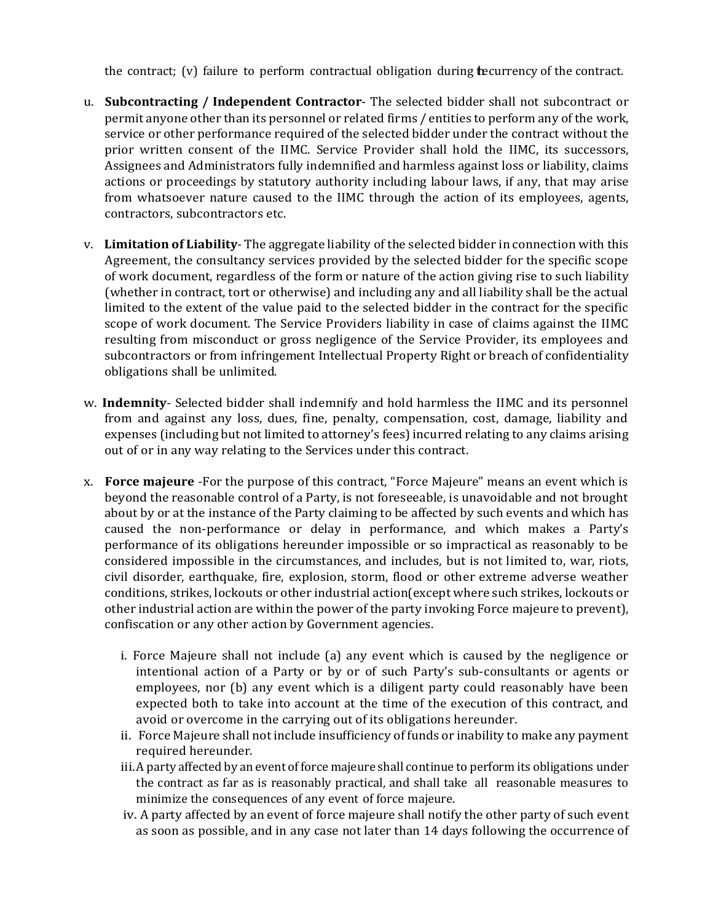the contract; (v) failure to perform contractual obligation during the currency of the contract.

u. **Subcontracting / Independent Contractor**- The selected bidder shall not subcontract or permit anyone other than its personnel or related firms / entities to perform any of the work, service or other performance required of the selected bidder under the contract without the prior written consent of the IIMC. Service Provider shall hold the IIMC, its successors, Assignees and Administrators fully indemnified and harmless against loss or liability, claims actions or proceedings by statutory authority including labour laws, if any, that may arise from whatsoever nature caused to the IIMC through the action of its employees, agents, contractors, subcontractors etc.

v. **Limitation of Liability**- The aggregate liability of the selected bidder in connection with this Agreement, the consultancy services provided by the selected bidder for the specific scope of work document, regardless of the form or nature of the action giving rise to such liability (whether in contract, tort or otherwise) and including any and all liability shall be the actual limited to the extent of the value paid to the selected bidder in the contract for the specific scope of work document. The Service Providers liability in case of claims against the IIMC resulting from misconduct or gross negligence of the Service Provider, its employees and subcontractors or from infringement Intellectual Property Right or breach of confidentiality obligations shall be unlimited.

w. **Indemnity**- Selected bidder shall indemnify and hold harmless the IIMC and its personnel from and against any loss, dues, fine, penalty, compensation, cost, damage, liability and expenses (including but not limited to attorney's fees) incurred relating to any claims arising out of or in any way relating to the Services under this contract.

x. **Force majeure** -For the purpose of this contract, "Force Majeure" means an event which is beyond the reasonable control of a Party, is not foreseeable, is unavoidable and not brought about by or at the instance of the Party claiming to be affected by such events and which has caused the non-performance or delay in performance, and which makes a Party's performance of its obligations hereunder impossible or so impractical as reasonably to be considered impossible in the circumstances, and includes, but is not limited to, war, riots, civil disorder, earthquake, fire, explosion, storm, flood or other extreme adverse weather conditions, strikes, lockouts or other industrial action(except where such strikes, lockouts or other industrial action are within the power of the party invoking Force majeure to prevent), confiscation or any other action by Government agencies.

   i. Force Majeure shall not include (a) any event which is caused by the negligence or intentional action of a Party or by or of such Party's sub-consultants or agents or employees, nor (b) any event which is a diligent party could reasonably have been expected both to take into account at the time of the execution of this contract, and avoid or overcome in the carrying out of its obligations hereunder.
   ii. Force Majeure shall not include insufficiency of funds or inability to make any payment required hereunder.
   iii. A party affected by an event of force majeure shall continue to perform its obligations under the contract as far as is reasonably practical, and shall take all reasonable measures to minimize the consequences of any event of force majeure.
   iv. A party affected by an event of force majeure shall notify the other party of such event as soon as possible, and in any case not later than 14 days following the occurrence of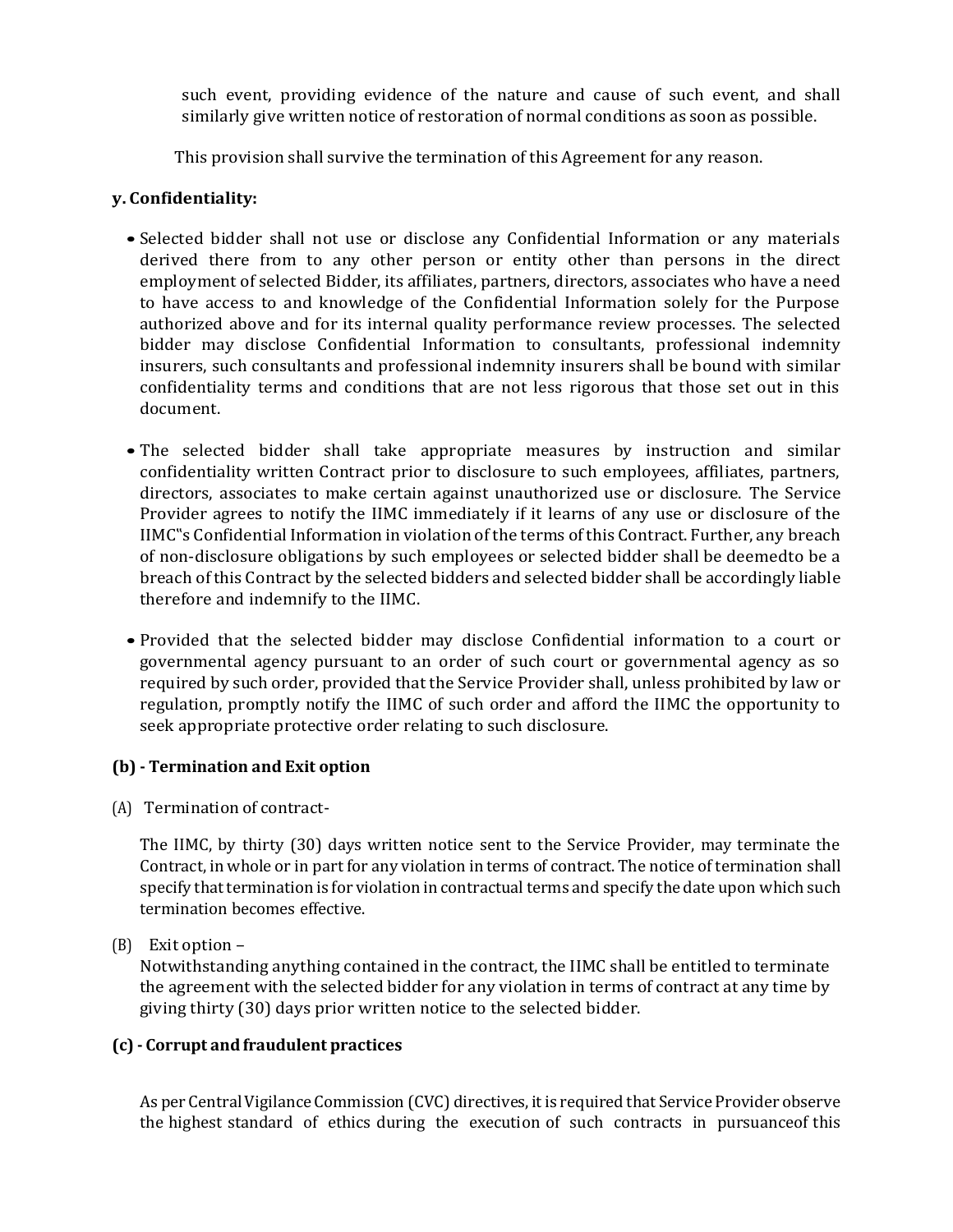such event, providing evidence of the nature and cause of such event, and shall similarly give written notice of restoration of normal conditions as soon as possible.

This provision shall survive the termination of this Agreement for any reason.

**y. Confidentiality:**

- Selected bidder shall not use or disclose any Confidential Information or any materials derived there from to any other person or entity other than persons in the direct employment of selected Bidder, its affiliates, partners, directors, associates who have a need to have access to and knowledge of the Confidential Information solely for the Purpose authorized above and for its internal quality performance review processes. The selected bidder may disclose Confidential Information to consultants, professional indemnity insurers, such consultants and professional indemnity insurers shall be bound with similar confidentiality terms and conditions that are not less rigorous that those set out in this document.

- The selected bidder shall take appropriate measures by instruction and similar confidentiality written Contract prior to disclosure to such employees, affiliates, partners, directors, associates to make certain against unauthorized use or disclosure. The Service Provider agrees to notify the IIMC immediately if it learns of any use or disclosure of the IIMC"s Confidential Information in violation of the terms of this Contract. Further, any breach of non-disclosure obligations by such employees or selected bidder shall be deemedto be a breach of this Contract by the selected bidders and selected bidder shall be accordingly liable therefore and indemnify to the IIMC.

- Provided that the selected bidder may disclose Confidential information to a court or governmental agency pursuant to an order of such court or governmental agency as so required by such order, provided that the Service Provider shall, unless prohibited by law or regulation, promptly notify the IIMC of such order and afford the IIMC the opportunity to seek appropriate protective order relating to such disclosure.

**(b) - Termination and Exit option**

(A) Termination of contract-

The IIMC, by thirty (30) days written notice sent to the Service Provider, may terminate the Contract, in whole or in part for any violation in terms of contract. The notice of termination shall specify that termination is for violation in contractual terms and specify the date upon which such termination becomes effective.

(B) Exit option –

Notwithstanding anything contained in the contract, the IIMC shall be entitled to terminate the agreement with the selected bidder for any violation in terms of contract at any time by giving thirty (30) days prior written notice to the selected bidder.

**(c) - Corrupt and fraudulent practices**

As per Central Vigilance Commission (CVC) directives, it is required that Service Provider observe the highest standard of ethics during the execution of such contracts in pursuanceof this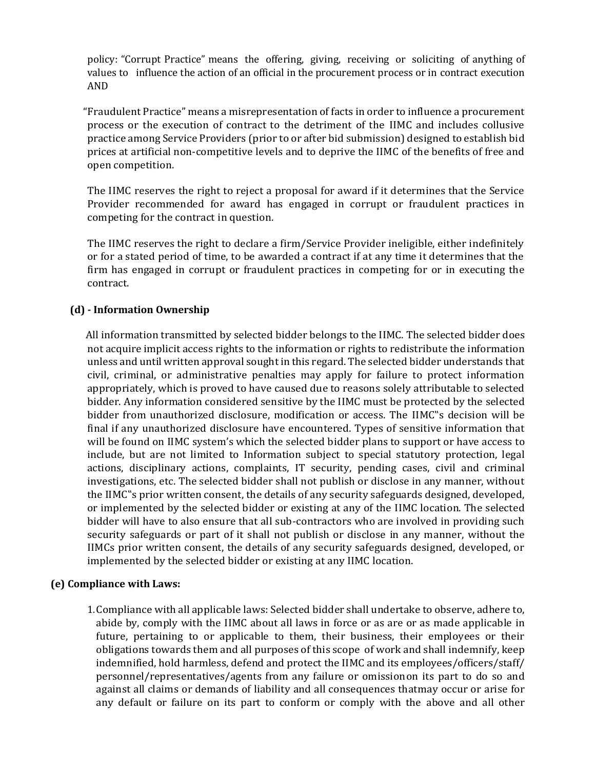policy: "Corrupt Practice" means the offering, giving, receiving or soliciting of anything of values to influence the action of an official in the procurement process or in contract execution AND

"Fraudulent Practice" means a misrepresentation of facts in order to influence a procurement process or the execution of contract to the detriment of the IIMC and includes collusive practice among Service Providers (prior to or after bid submission) designed to establish bid prices at artificial non-competitive levels and to deprive the IIMC of the benefits of free and open competition.

The IIMC reserves the right to reject a proposal for award if it determines that the Service Provider recommended for award has engaged in corrupt or fraudulent practices in competing for the contract in question.

The IIMC reserves the right to declare a firm/Service Provider ineligible, either indefinitely or for a stated period of time, to be awarded a contract if at any time it determines that the firm has engaged in corrupt or fraudulent practices in competing for or in executing the contract.

**(d) - Information Ownership**

All information transmitted by selected bidder belongs to the IIMC. The selected bidder does not acquire implicit access rights to the information or rights to redistribute the information unless and until written approval sought in this regard. The selected bidder understands that civil, criminal, or administrative penalties may apply for failure to protect information appropriately, which is proved to have caused due to reasons solely attributable to selected bidder. Any information considered sensitive by the IIMC must be protected by the selected bidder from unauthorized disclosure, modification or access. The IIMC�much decision will be final if any unauthorized disclosure have encountered. Types of sensitive information that will be found on IIMC system's which the selected bidder plans to support or have access to include, but are not limited to Information subject to special statutory protection, legal actions, disciplinary actions, complaints, IT security, pending cases, civil and criminal investigations, etc. The selected bidder shall not publish or disclose in any manner, without the IIMC‟s prior written consent, the details of any security safeguards designed, developed, or implemented by the selected bidder or existing at any of the IIMC location. The selected bidder will have to also ensure that all sub-contractors who are involved in providing such security safeguards or part of it shall not publish or disclose in any manner, without the IIMCs prior written consent, the details of any security safeguards designed, developed, or implemented by the selected bidder or existing at any IIMC location.

**(e) Compliance with Laws:**

1. Compliance with all applicable laws: Selected bidder shall undertake to observe, adhere to, abide by, comply with the IIMC about all laws in force or as are or as made applicable in future, pertaining to or applicable to them, their business, their employees or their obligations towards them and all purposes of this scope of work and shall indemnify, keep indemnified, hold harmless, defend and protect the IIMC and its employees/officers/staff/ personnel/representatives/agents from any failure or omissionon its part to do so and against all claims or demands of liability and all consequences thatmay occur or arise for any default or failure on its part to conform or comply with the above and all other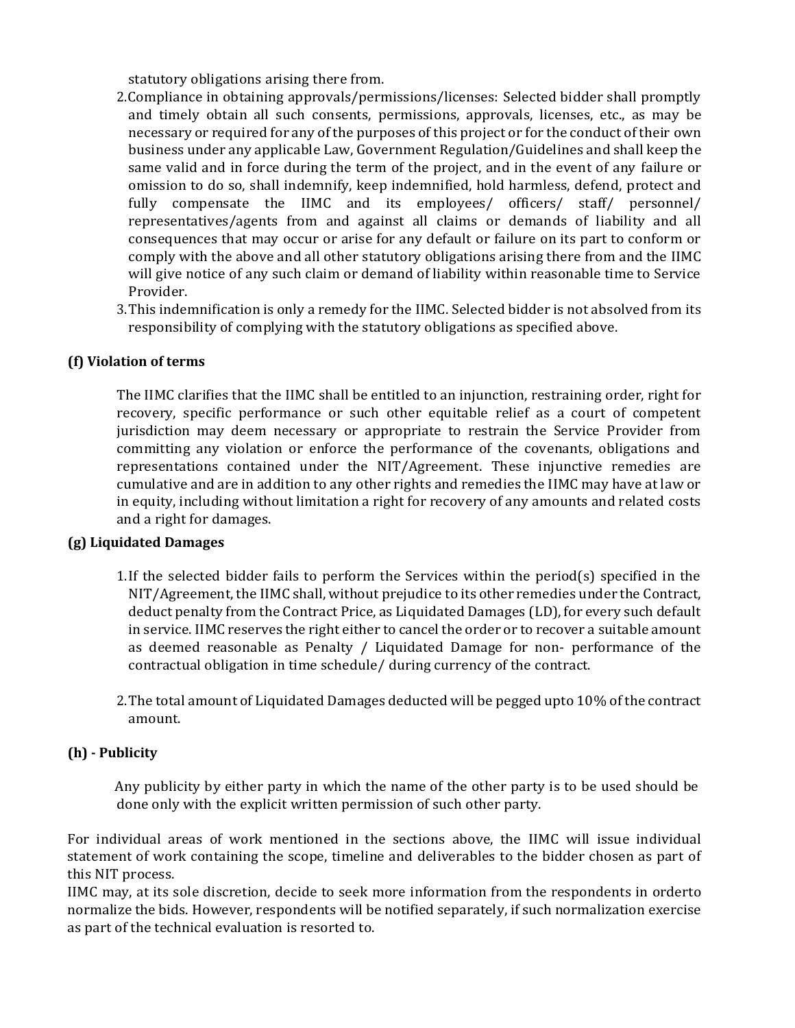statutory obligations arising there from.

2. Compliance in obtaining approvals/permissions/licenses: Selected bidder shall promptly and timely obtain all such consents, permissions, approvals, licenses, etc., as may be necessary or required for any of the purposes of this project or for the conduct of their own business under any applicable Law, Government Regulation/Guidelines and shall keep the same valid and in force during the term of the project, and in the event of any failure or omission to do so, shall indemnify, keep indemnified, hold harmless, defend, protect and fully compensate the IIMC and its employees/ officers/ staff/ personnel/ representatives/agents from and against all claims or demands of liability and all consequences that may occur or arise for any default or failure on its part to conform or comply with the above and all other statutory obligations arising there from and the IIMC will give notice of any such claim or demand of liability within reasonable time to Service Provider.
3. This indemnification is only a remedy for the IIMC. Selected bidder is not absolved from its responsibility of complying with the statutory obligations as specified above.

**(f) Violation of terms**

The IIMC clarifies that the IIMC shall be entitled to an injunction, restraining order, right for recovery, specific performance or such other equitable relief as a court of competent jurisdiction may deem necessary or appropriate to restrain the Service Provider from committing any violation or enforce the performance of the covenants, obligations and representations contained under the NIT/Agreement. These injunctive remedies are cumulative and are in addition to any other rights and remedies the IIMC may have at law or in equity, including without limitation a right for recovery of any amounts and related costs and a right for damages.

**(g) Liquidated Damages**

1. If the selected bidder fails to perform the Services within the period(s) specified in the NIT/Agreement, the IIMC shall, without prejudice to its other remedies under the Contract, deduct penalty from the Contract Price, as Liquidated Damages (LD), for every such default in service. IIMC reserves the right either to cancel the order or to recover a suitable amount as deemed reasonable as Penalty / Liquidated Damage for non- performance of the contractual obligation in time schedule/ during currency of the contract.

2. The total amount of Liquidated Damages deducted will be pegged upto 10% of the contract amount.

**(h) - Publicity**

Any publicity by either party in which the name of the other party is to be used should be done only with the explicit written permission of such other party.

For individual areas of work mentioned in the sections above, the IIMC will issue individual statement of work containing the scope, timeline and deliverables to the bidder chosen as part of this NIT process.
IIMC may, at its sole discretion, decide to seek more information from the respondents in orderto normalize the bids. However, respondents will be notified separately, if such normalization exercise as part of the technical evaluation is resorted to.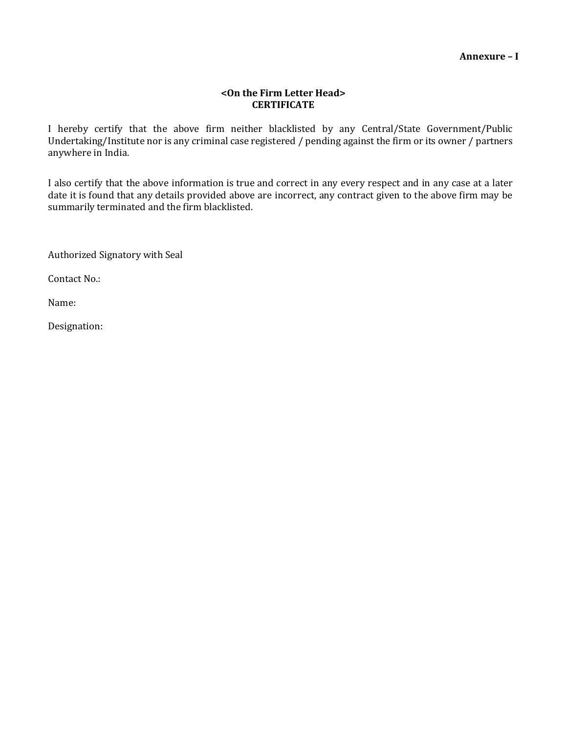**Annexure – I**

**<On the Firm Letter Head>**
**CERTIFICATE**

I hereby certify that the above firm neither blacklisted by any Central/State Government/Public Undertaking/Institute nor is any criminal case registered / pending against the firm or its owner / partners anywhere in India.

I also certify that the above information is true and correct in any every respect and in any case at a later date it is found that any details provided above are incorrect, any contract given to the above firm may be summarily terminated and the firm blacklisted.

Authorized Signatory with Seal

Contact No.:

Name:

Designation: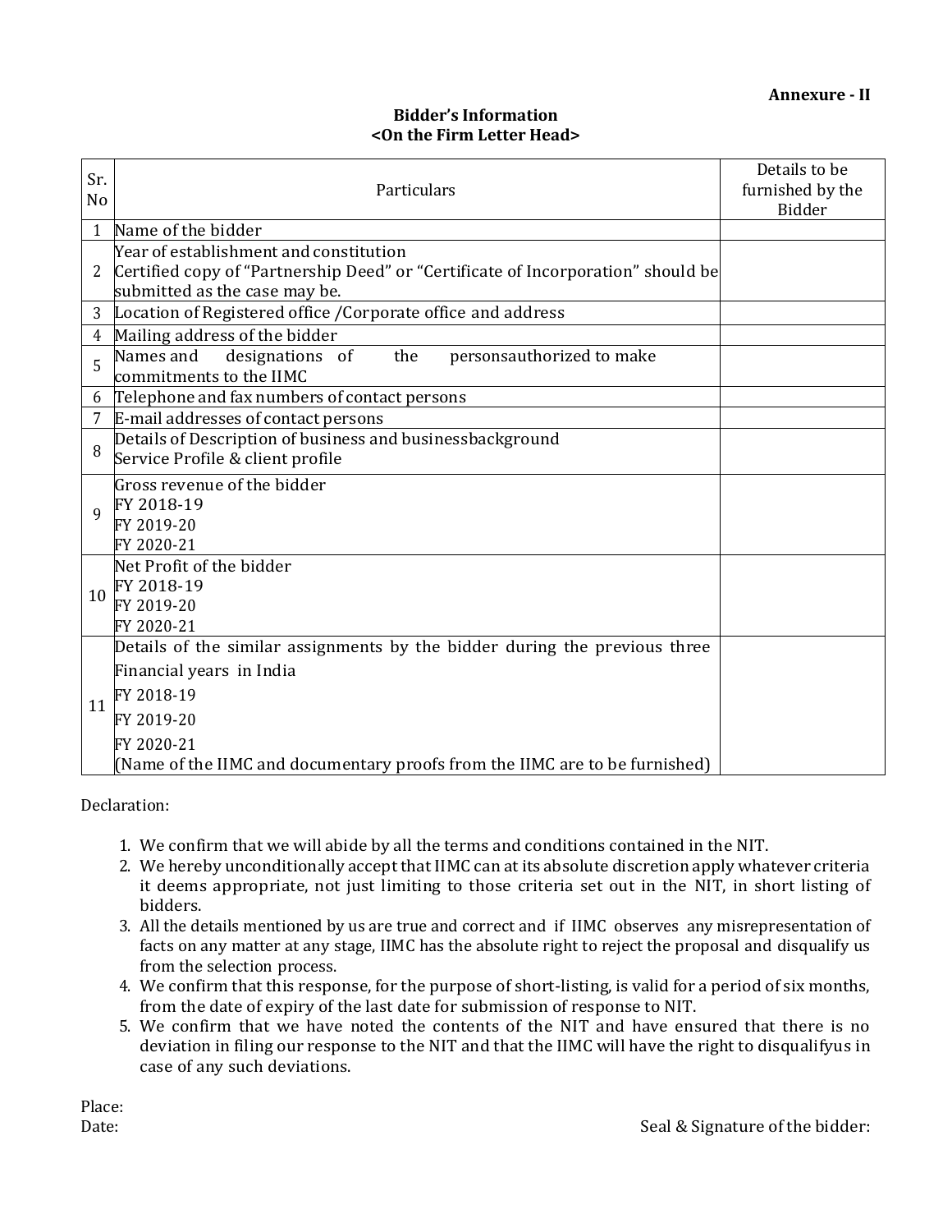**Annexure - II**

**Bidder's Information**
**<On the Firm Letter Head>**

| Sr. No | Particulars | Details to be furnished by the Bidder |
|---|---|---|
| 1 | Name of the bidder | |
| 2 | Year of establishment and constitution<br>Certified copy of "Partnership Deed" or "Certificate of Incorporation" should be submitted as the case may be. | |
| 3 | Location of Registered office /Corporate office and address | |
| 4 | Mailing address of the bidder | |
| 5 | Names and designations of the personsauthorized to make commitments to the IIMC | |
| 6 | Telephone and fax numbers of contact persons | |
| 7 | E-mail addresses of contact persons | |
| 8 | Details of Description of business and businessbackground<br>Service Profile & client profile | |
| 9 | Gross revenue of the bidder<br>FY 2018-19<br>FY 2019-20<br>FY 2020-21 | |
| 10 | Net Profit of the bidder<br>FY 2018-19<br>FY 2019-20<br>FY 2020-21 | |
| 11 | Details of the similar assignments by the bidder during the previous three Financial years in India<br>FY 2018-19<br>FY 2019-20<br>FY 2020-21<br>(Name of the IIMC and documentary proofs from the IIMC are to be furnished) | |

Declaration:

1. We confirm that we will abide by all the terms and conditions contained in the NIT.
2. We hereby unconditionally accept that IIMC can at its absolute discretion apply whatever criteria it deems appropriate, not just limiting to those criteria set out in the NIT, in short listing of bidders.
3. All the details mentioned by us are true and correct and if IIMC observes any misrepresentation of facts on any matter at any stage, IIMC has the absolute right to reject the proposal and disqualify us from the selection process.
4. We confirm that this response, for the purpose of short-listing, is valid for a period of six months, from the date of expiry of the last date for submission of response to NIT.
5. We confirm that we have noted the contents of the NIT and have ensured that there is no deviation in filing our response to the NIT and that the IIMC will have the right to disqualifyus in case of any such deviations.

Place:
Date: Seal & Signature of the bidder: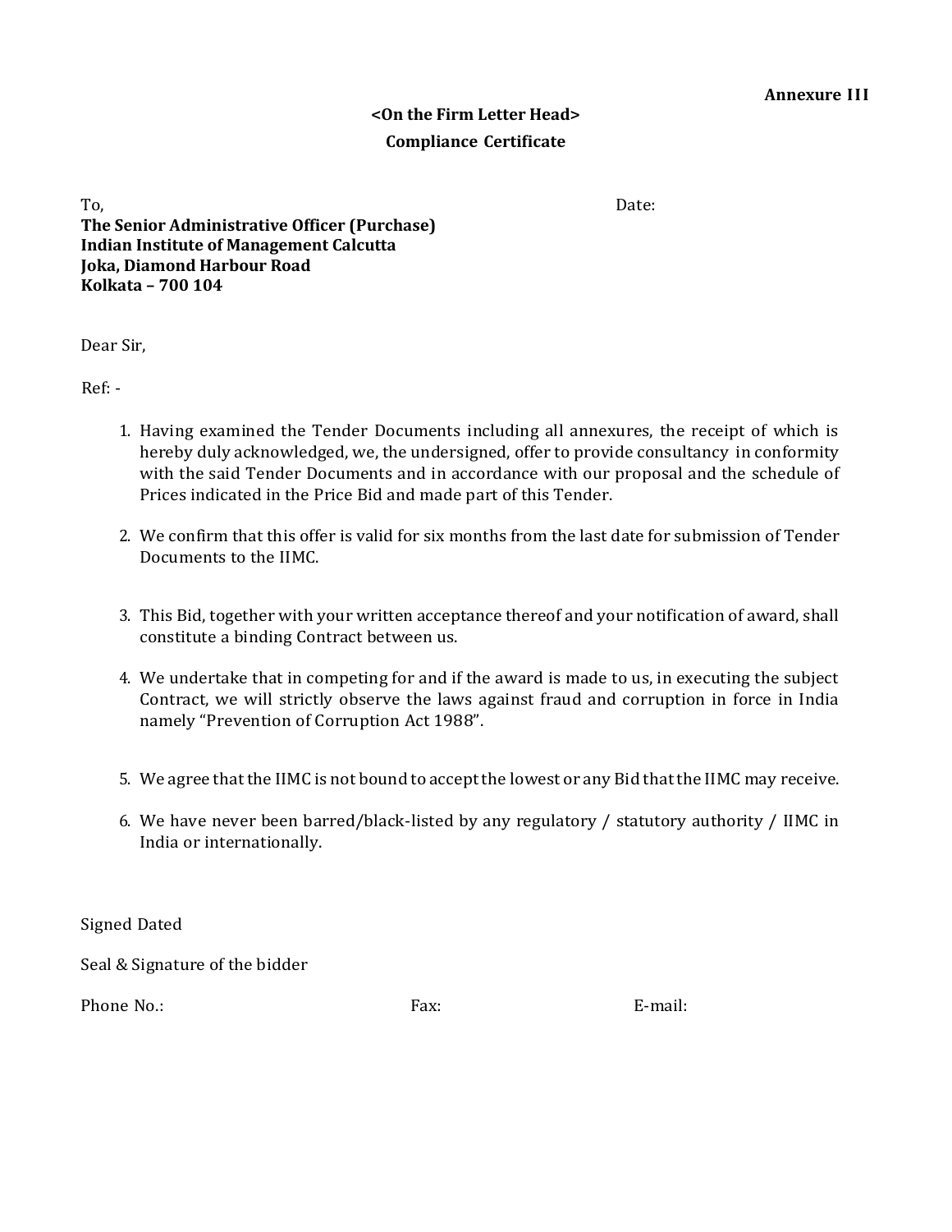**Annexure III**

**<On the Firm Letter Head>**

**Compliance Certificate**

To, Date:

**The Senior Administrative Officer (Purchase)**
**Indian Institute of Management Calcutta**
**Joka, Diamond Harbour Road**
**Kolkata – 700 104**

Dear Sir,

Ref: -

1. Having examined the Tender Documents including all annexures, the receipt of which is hereby duly acknowledged, we, the undersigned, offer to provide consultancy in conformity with the said Tender Documents and in accordance with our proposal and the schedule of Prices indicated in the Price Bid and made part of this Tender.

2. We confirm that this offer is valid for six months from the last date for submission of Tender Documents to the IIMC.

3. This Bid, together with your written acceptance thereof and your notification of award, shall constitute a binding Contract between us.

4. We undertake that in competing for and if the award is made to us, in executing the subject Contract, we will strictly observe the laws against fraud and corruption in force in India namely "Prevention of Corruption Act 1988".

5. We agree that the IIMC is not bound to accept the lowest or any Bid that the IIMC may receive.

6. We have never been barred/black-listed by any regulatory / statutory authority / IIMC in India or internationally.

Signed Dated

Seal & Signature of the bidder

Phone No.: Fax: E-mail: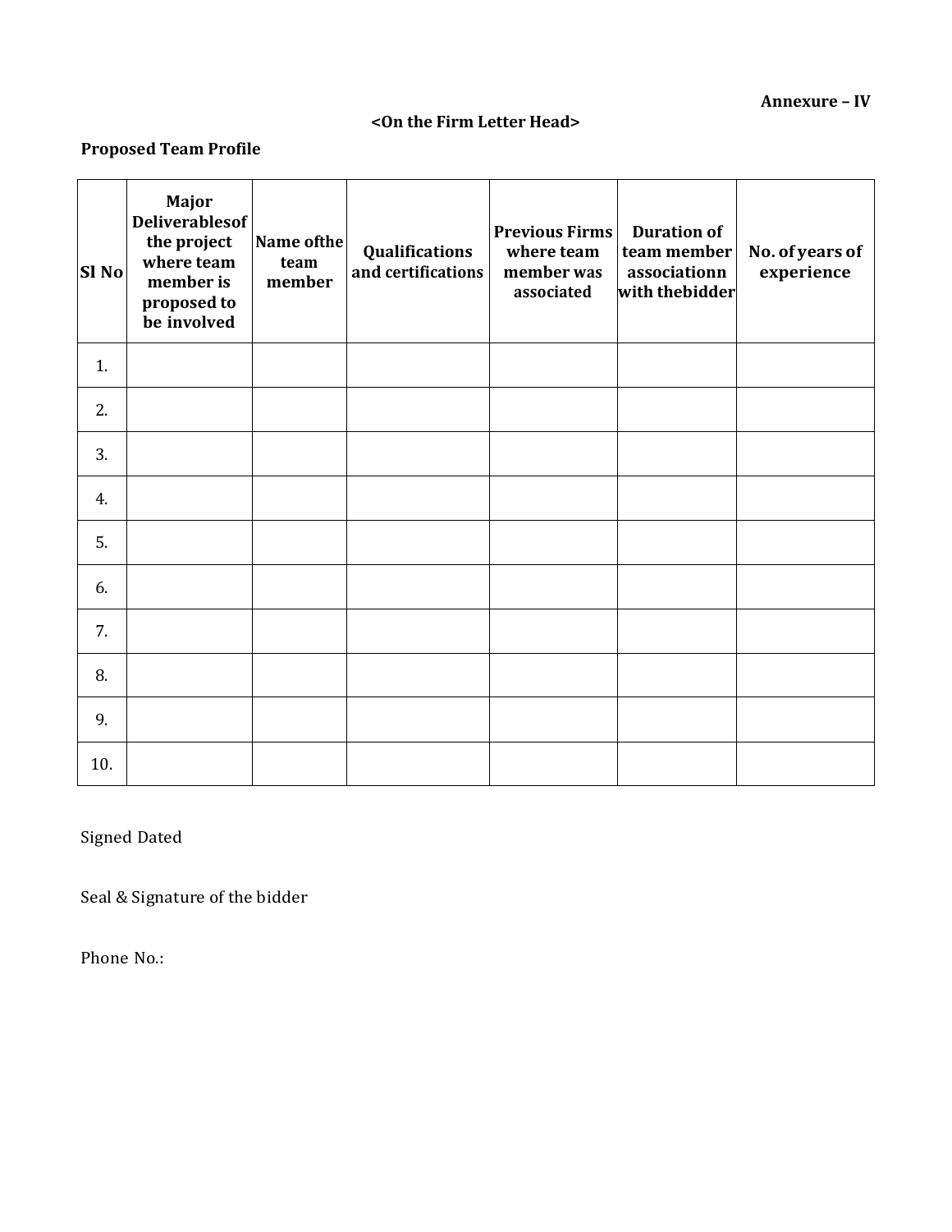**Annexure – IV**

**<On the Firm Letter Head>**

**Proposed Team Profile**

| Sl No | Major Deliverablesof the project where team member is proposed to be involved | Name ofthe team member | Qualifications and certifications | Previous Firms where team member was associated | Duration of team member associationn with thebidder | No. of years of experience |
|---|---|---|---|---|---|---|
| 1. | | | | | | |
| 2. | | | | | | |
| 3. | | | | | | |
| 4. | | | | | | |
| 5. | | | | | | |
| 6. | | | | | | |
| 7. | | | | | | |
| 8. | | | | | | |
| 9. | | | | | | |
| 10. | | | | | | |

Signed Dated

Seal & Signature of the bidder

Phone No.: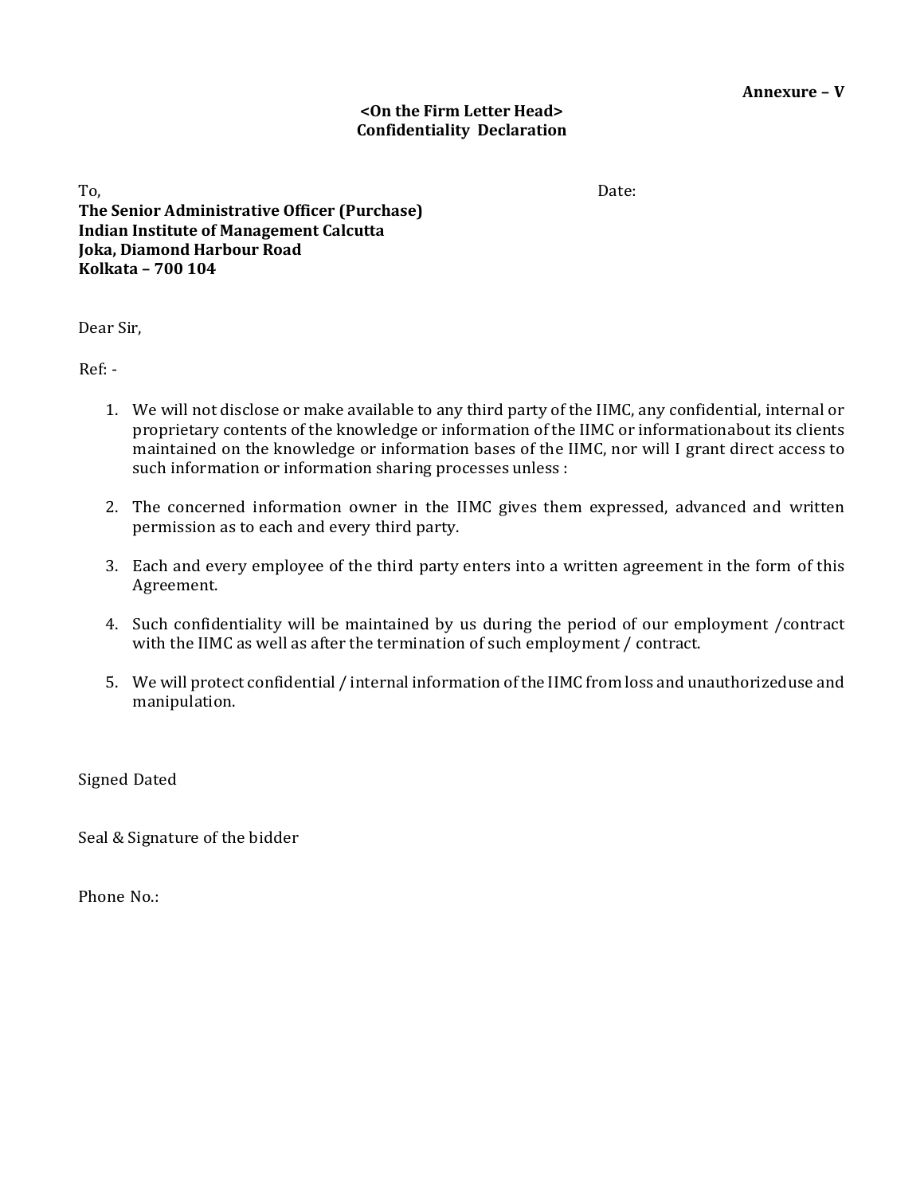**Annexure – V**

**<On the Firm Letter Head>**
**Confidentiality Declaration**

To, Date:

**The Senior Administrative Officer (Purchase)**
**Indian Institute of Management Calcutta**
**Joka, Diamond Harbour Road**
**Kolkata – 700 104**

Dear Sir,

Ref: -

1. We will not disclose or make available to any third party of the IIMC, any confidential, internal or proprietary contents of the knowledge or information of the IIMC or informationabout its clients maintained on the knowledge or information bases of the IIMC, nor will I grant direct access to such information or information sharing processes unless :

2. The concerned information owner in the IIMC gives them expressed, advanced and written permission as to each and every third party.

3. Each and every employee of the third party enters into a written agreement in the form of this Agreement.

4. Such confidentiality will be maintained by us during the period of our employment /contract with the IIMC as well as after the termination of such employment / contract.

5. We will protect confidential / internal information of the IIMC from loss and unauthorizeduse and manipulation.

Signed Dated

Seal & Signature of the bidder

Phone No.: